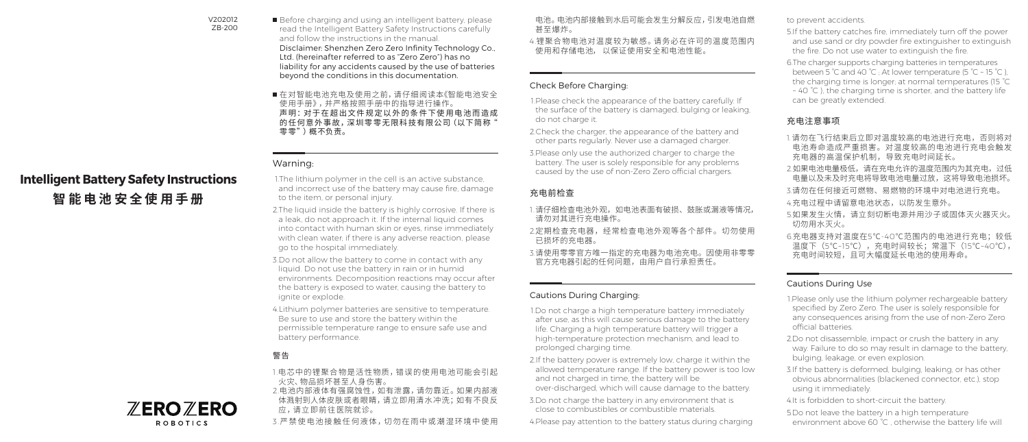V202012
ZB-200

# Intelligent Battery Safety Instructions

# 智能电池安全使用手册

ZEROZERO ROBOTICS

■ Before charging and using an intelligent battery, please read the Intelligent Battery Safety Instructions carefully and follow the instructions in the manual.
Disclaimer: Shenzhen Zero Zero Infinity Technology Co., Ltd. (hereinafter referred to as "Zero Zero") has no liability for any accidents caused by the use of batteries beyond the conditions in this documentation.

■ 在对智能电池充电及使用之前，请仔细阅读本《智能电池安全使用手册》，并严格按照手册中的指导进行操作。
**声明：对于在超出文件规定以外的条件下使用电池而造成的任何意外事故，深圳零零无限科技有限公司（以下简称"零零"）概不负责。**

## Warning:

1.The lithium polymer in the cell is an active substance, and incorrect use of the battery may cause fire, damage to the item, or personal injury.

2.The liquid inside the battery is highly corrosive. If there is a leak, do not approach it. If the internal liquid comes into contact with human skin or eyes, rinse immediately with clean water; if there is any adverse reaction, please go to the hospital immediately.

3.Do not allow the battery to come in contact with any liquid. Do not use the battery in rain or in humid environments. Decomposition reactions may occur after the battery is exposed to water, causing the battery to ignite or explode.

4.Lithium polymer batteries are sensitive to temperature. Be sure to use and store the battery within the permissible temperature range to ensure safe use and battery performance.

## 警告

1.电芯中的锂聚合物是活性物质，错误的使用电池可能会引起火灾、物品损坏甚至人身伤害。

2.电池内部液体有强腐蚀性，如有泄露，请勿靠近。如果内部液体溅射到人体皮肤或者眼睛，请立即用清水冲洗；如有不良反应，请立即前往医院就诊。

3.严禁使电池接触任何液体，切勿在雨中或潮湿环境中使用电池。电池内部接触到水后可能会发生分解反应，引发电池自燃甚至爆炸。

4.锂聚合物电池对温度较为敏感。请务必在许可的温度范围内使用和存储电池，以保证使用安全和电池性能。

## Check Before Charging:

1.Please check the appearance of the battery carefully. If the surface of the battery is damaged, bulging or leaking, do not charge it.

2.Check the charger, the appearance of the battery and other parts regularly. Never use a damaged charger.

3.Please only use the authorized charger to charge the battery. The user is solely responsible for any problems caused by the use of non-Zero Zero official chargers.

## 充电前检查

1.请仔细检查电池外观，如电池表面有破损、鼓胀或漏液等情况，请勿对其进行充电操作。

2.定期检查充电器，经常检查电池外观等各个部件。切勿使用已损坏的充电器。

3.请使用零零官方唯一指定的充电器为电池充电。因使用非零零官方充电器引起的任何问题，由用户自行承担责任。

## Cautions During Charging:

1.Do not charge a high temperature battery immediately after use, as this will cause serious damage to the battery life. Charging a high temperature battery will trigger a high-temperature protection mechanism, and lead to prolonged charging time.

2.If the battery power is extremely low, charge it within the allowed temperature range. If the battery power is too low and not charged in time, the battery will be over-discharged, which will cause damage to the battery.

3.Do not charge the battery in any environment that is close to combustibles or combustible materials.

4.Please pay attention to the battery status during charging to prevent accidents.

5.If the battery catches fire, immediately turn off the power and use sand or dry powder fire extinguisher to extinguish the fire. Do not use water to extinguish the fire.

6.The charger supports charging batteries in temperatures between 5 ℃ and 40 ℃ ; At lower temperature (5 ℃ ~ 15 ℃ ), the charging time is longer; at normal temperatures (15 ℃ ~ 40 ℃ ), the charging time is shorter, and the battery life can be greatly extended.

## 充电注意事项

1.请勿在飞行结束后立即对温度较高的电池进行充电，否则将对电池寿命造成严重损害。对温度较高的电池进行充电会触发充电器的高温保护机制，导致充电时间延长。

2.如果电池电量极低，请在充电允许的温度范围内为其充电，过低电量以及未及时充电将导致电池电量过放，这将导致电池损坏。

3.请勿在任何接近可燃物、易燃物的环境中对电池进行充电。

4.充电过程中请留意电池状态，以防发生意外。

5.如果发生火情，请立刻切断电源并用沙子或固体灭火器灭火。切勿用水灭火。

6.充电器支持对温度在5℃-40℃范围内的电池进行充电；较低温度下（5℃-15℃），充电时间较长；常温下（15℃-40℃），充电时间较短，且可大幅度延长电池的使用寿命。

## Cautions During Use

1.Please only use the lithium polymer rechargeable battery specified by Zero Zero. The user is solely responsible for any consequences arising from the use of non-Zero Zero official batteries.

2.Do not disassemble, impact or crush the battery in any way. Failure to do so may result in damage to the battery, bulging, leakage, or even explosion.

3.If the battery is deformed, bulging, leaking, or has other obvious abnormalities (blackened connector, etc.), stop using it immediately.

4.It is forbidden to short-circuit the battery.

5.Do not leave the battery in a high temperature environment above 60 ℃ , otherwise the battery life will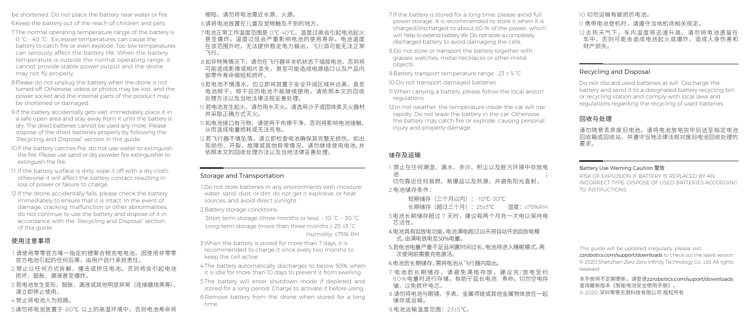be shortened. Do not place the battery near water or fire.

6.Keep the battery out of the reach of children and pets.

7.The normal operating temperature range of the battery is 0 ℃ - 40 ℃ . Excessive temperatures can cause the battery to catch fire or even explode. Too low temperatures can seriously affect the battery life. When the battery temperature is outside the normal operating range, it cannot provide stable power output and the drone may not fly properly.

8.Please do not unplug the battery when the drone is not turned off. Otherwise, videos or photos may be lost, and the power socket and the internal parts of the product may be shortened or damaged.

9.If the battery accidentally gets wet, immediately place it in a safe open area and stay away from it until the battery is dry. The dried batteries cannot be used any more. Please dispose of the dried batteries properly by following the "Recycling and Disposal" section in this guide.

10.If the battery catches fire, do not use water to extinguish the fire. Please use sand or dry powder fire extinguisher to extinguish the fire.

11. If the battery surface is dirty, wipe it off with a dry cloth, otherwise it will affect the battery contact, resulting in loss of power or failure to charge.

12.If the drone accidentally falls, please check the battery immediately to ensure that it is intact. In the event of damage, cracking, malfunction or other abnormalities, do not continue to use the battery and dispose of it in accordance with the "Recycling and Disposal" section of this guide

## 使用注意事项

1.请使用零零官方唯一指定的锂聚合物充电电池。因使用非零零官方电池引起的任何后果，由用户自行承担责任。

2.禁止以任何方式拆解、撞击或挤压电池。否则将会引起电池损坏、鼓胀、漏液甚至爆炸。

3.若电池发生变形、鼓胀、漏液或其他明显异常（连接器烧黑等），请立即停止使用。

4.禁止将电池人为短路。

5.请勿将电池放置于 60℃ 以上的高温环境中，否则电池寿命将缩短。请勿将电池靠近水源、火源。

6.请将电池放置在儿童及宠物触及不到的地方。

7.电池正常工作温度范围是 0℃-40℃。温度过高会引起电池起火甚至爆炸。温度过低会严重影响电池的使用寿命。电池温度在该范围外时，无法提供稳定电力输出，飞行器可能无法正常飞行。

8.如非特殊情况下，请勿在飞行器非关机状态下插拔电池，否则将可能造成影像或相片丢失，甚至可能造成电源插口以及产品内部零件寿命缩短和损坏。

9.若电池不慎落水，应立即将其置于安全开阔区域并远离，直至电池晾干。晾干后的电池不能继续使用，请依照本文的回收处理方法以及当地法律法规妥善处理。

10.若电池发生起火，请勿用水灭火。请选用沙子或固体类灭火器材并采取正确方式灭火。

11.如电池接口有污物，请使用干布擦干净，否则将影响电池接触，从而造成电量损耗或无法充电。

12.若飞行器不慎坠落，请立即检查电池确保其完整无损伤。如出现损伤、开裂、故障或其他异常情况，请勿继续使用电池，并依照本文的回收处理方法以及当地法律妥善处理。

## Storage and Transportation

1.Do not store batteries in any environments with moisture, water, sand, dust, or dirt; do not get it explode, or heat sources, and avoid direct sunlight.

2.Battery storage conditions:

Short-term storage (three months or less): - 10 ℃ - 30 ℃

Long-term storage (more than three months ): 25 ±3 ℃ Humidity: ≤75% RH

3.When the battery is stored for more than 7 days, it is recommended to charge it once every two months to keep the cell active.

4.The battery automatically discharges to below 50% when it is idle for more than 10 days to prevent it from swelling.

5.The battery will enter shutdown mode if depleted and stored for a long period. Charge to activate it before using.

6.Remove battery from the drone when stored for a long time.

7.If the battery is stored for a long time, please avoid full power storage. It is recommended to store it when it is charged/discharged to about 60 % of the power, which will help to extend battery life. Do not store a completely discharged battery to avoid damaging the cells.

8.Do not store or transport the battery together with glasses, watches, metal necklaces or other metal objects.

9.Battery transport temperature range : 23 ± 5 ℃ .

10.Do not transport damaged batteries.

11.When carrying a battery, please follow the local airport regulations.

12.In hot weather, the temperature inside the car will rise rapidly. Do not leave the battery in the car. Otherwise, the battery may catch fire or explode, causing personal injury and property damage.

## 储存及运输

1. 禁止在任何潮湿、漏水、多沙、积尘以及脏污环境中存放电池 ；切勿靠近任何易燃、易爆品以及热源，并避免阳光直射。

2.电池储存条件：

短期储存（三个月以内）：-10℃~30℃

长期储存（超过三个月）：25±3℃ 湿度：≤75%RH

3.电池长期储存超过 7 天时，建议每两个月充一次电以保持电芯活性。

4.电池具有自放电功能，电池满电超过10天将自动开启自放电模式，由满电放电至50%电量。

5.若电池电量严重不足且闲置时间过长，电池将进入睡眠模式，再次使用前需要充电激活。

6.电池若长期储存，需将电池从飞行器内取出。

7.电池若长期储存，请避免满电存放，建议充/放电至约60%电量时进行存储，有助于延长电池 寿命。切勿空电存储，以免损坏电芯。

8.请勿将电池与眼镜、手表、金属项链或其他金属物体放在一起储存或运输。

9.电池运输温度范围：23±5℃。

10.切勿运输有破损的电池。

11.携带电池登机时，请遵守当地机场相关规定。

12.炎热天气下，车内温度将迅速升高，请勿将电池遗留在车中，否则可能会造成电池起火或爆炸，造成人身伤害和财产损失。

## Recycling and Disposal

Do not discard used batteries at will. Discharge the battery and send it to a designated battery recycling bin or recycling station and comply with local laws and regulations regarding the recycling of used batteries.

## 回收与处理

请勿随意丢弃废旧电池。请将电池放电完毕后送至指定电池回收箱或回收站，并遵守当地法律法规对废旧电池回收处理的要求。

### Battery Use Warning Caution 警告

RISK OF EXPLOSION IF BATTERY IS REPLACED BY AN INCORRECT TYPE. DISPOSE OF USED BATTERIES ACCORDING TO INSTRUCTIONS.

This guide will be updated irregularly, please visit zzrobotics.com/support/downloads to check out the latest version.
© 2020 Shenzhen Zero Zero Infinity Technology Co., Ltd. All rights reserved.

本手册将不定期更新，请登录zzrobotics.com/suport/downloads 查询最新版本《智能电池安全使用手册》。
© 2020 深圳零零无限科技有限公司 版权所有